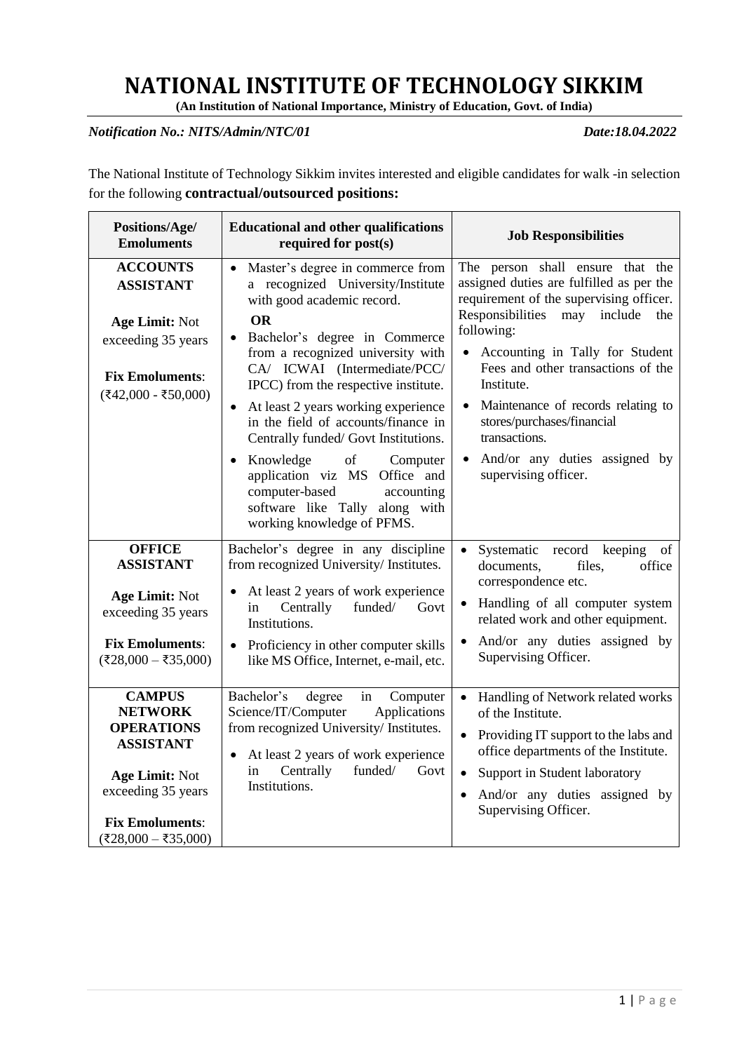# NATIONAL INSTITUTE OF TECHNOLOGY SIKKIM

**(An Institution of National Importance, Ministry of Education, Govt. of India)**

***Notification No.: NITS/Admin/NTC/01*** ***Date:18.04.2022***

The National Institute of Technology Sikkim invites interested and eligible candidates for walk -in selection for the following **contractual/outsourced positions:**

| Positions/Age/ Emoluments | Educational and other qualifications required for post(s) | Job Responsibilities |
|---|---|---|
| **ACCOUNTS ASSISTANT**<br><br>**Age Limit:** Not exceeding 35 years<br><br>**Fix Emoluments**: (₹42,000 - ₹50,000) | • Master's degree in commerce from a recognized University/Institute with good academic record.<br>**OR**<br>• Bachelor's degree in Commerce from a recognized university with CA/ ICWAI (Intermediate/PCC/ IPCC) from the respective institute.<br>• At least 2 years working experience in the field of accounts/finance in Centrally funded/ Govt Institutions.<br>• Knowledge of Computer application viz MS Office and computer-based accounting software like Tally along with working knowledge of PFMS. | The person shall ensure that the assigned duties are fulfilled as per the requirement of the supervising officer. Responsibilities may include the following:<br>• Accounting in Tally for Student Fees and other transactions of the Institute.<br>• Maintenance of records relating to stores/purchases/financial transactions.<br>• And/or any duties assigned by supervising officer. |
| **OFFICE ASSISTANT**<br><br>**Age Limit:** Not exceeding 35 years<br><br>**Fix Emoluments**: (₹28,000 – ₹35,000) | Bachelor's degree in any discipline from recognized University/ Institutes.<br>• At least 2 years of work experience in Centrally funded/ Govt Institutions.<br>• Proficiency in other computer skills like MS Office, Internet, e-mail, etc. | • Systematic record keeping of documents, files, office correspondence etc.<br>• Handling of all computer system related work and other equipment.<br>• And/or any duties assigned by Supervising Officer. |
| **CAMPUS NETWORK OPERATIONS ASSISTANT**<br><br>**Age Limit:** Not exceeding 35 years<br><br>**Fix Emoluments**: (₹28,000 – ₹35,000) | Bachelor's degree in Computer Science/IT/Computer Applications from recognized University/ Institutes.<br>• At least 2 years of work experience in Centrally funded/ Govt Institutions. | • Handling of Network related works of the Institute.<br>• Providing IT support to the labs and office departments of the Institute.<br>• Support in Student laboratory<br>• And/or any duties assigned by Supervising Officer. |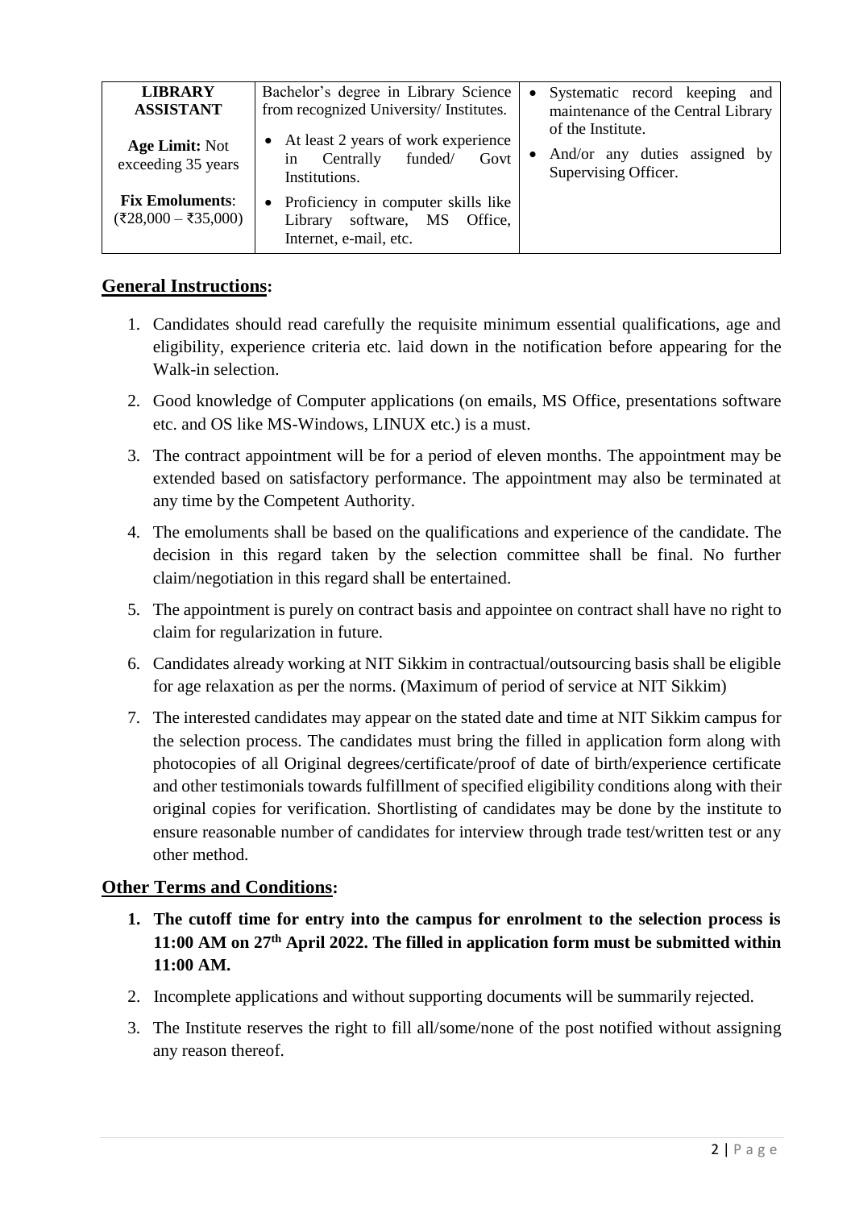| | | |
|---|---|---|
| **LIBRARY ASSISTANT**<br><br>**Age Limit:** Not exceeding 35 years<br><br>**Fix Emoluments**: (₹28,000 – ₹35,000) | Bachelor's degree in Library Science from recognized University/ Institutes.<br>• At least 2 years of work experience in Centrally funded/ Govt Institutions.<br>• Proficiency in computer skills like Library software, MS Office, Internet, e-mail, etc. | • Systematic record keeping and maintenance of the Central Library of the Institute.<br>• And/or any duties assigned by Supervising Officer. |

## General Instructions:

1. Candidates should read carefully the requisite minimum essential qualifications, age and eligibility, experience criteria etc. laid down in the notification before appearing for the Walk-in selection.
2. Good knowledge of Computer applications (on emails, MS Office, presentations software etc. and OS like MS-Windows, LINUX etc.) is a must.
3. The contract appointment will be for a period of eleven months. The appointment may be extended based on satisfactory performance. The appointment may also be terminated at any time by the Competent Authority.
4. The emoluments shall be based on the qualifications and experience of the candidate. The decision in this regard taken by the selection committee shall be final. No further claim/negotiation in this regard shall be entertained.
5. The appointment is purely on contract basis and appointee on contract shall have no right to claim for regularization in future.
6. Candidates already working at NIT Sikkim in contractual/outsourcing basis shall be eligible for age relaxation as per the norms. (Maximum of period of service at NIT Sikkim)
7. The interested candidates may appear on the stated date and time at NIT Sikkim campus for the selection process. The candidates must bring the filled in application form along with photocopies of all Original degrees/certificate/proof of date of birth/experience certificate and other testimonials towards fulfillment of specified eligibility conditions along with their original copies for verification. Shortlisting of candidates may be done by the institute to ensure reasonable number of candidates for interview through trade test/written test or any other method.

## Other Terms and Conditions:

1. **The cutoff time for entry into the campus for enrolment to the selection process is 11:00 AM on 27th April 2022. The filled in application form must be submitted within 11:00 AM.**
2. Incomplete applications and without supporting documents will be summarily rejected.
3. The Institute reserves the right to fill all/some/none of the post notified without assigning any reason thereof.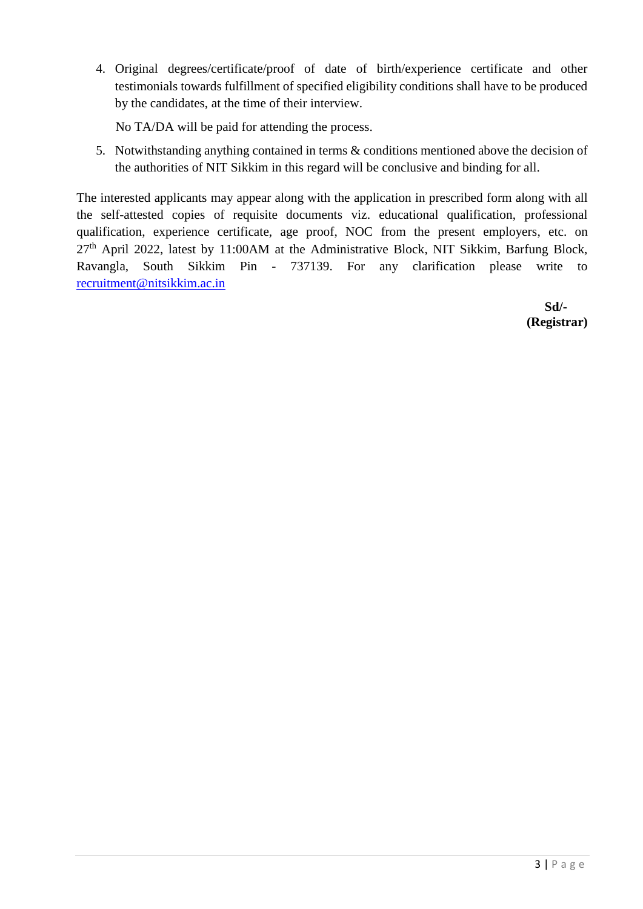4. Original degrees/certificate/proof of date of birth/experience certificate and other testimonials towards fulfillment of specified eligibility conditions shall have to be produced by the candidates, at the time of their interview.

   No TA/DA will be paid for attending the process.

5. Notwithstanding anything contained in terms & conditions mentioned above the decision of the authorities of NIT Sikkim in this regard will be conclusive and binding for all.

The interested applicants may appear along with the application in prescribed form along with all the self-attested copies of requisite documents viz. educational qualification, professional qualification, experience certificate, age proof, NOC from the present employers, etc. on 27th April 2022, latest by 11:00AM at the Administrative Block, NIT Sikkim, Barfung Block, Ravangla, South Sikkim Pin - 737139. For any clarification please write to recruitment@nitsikkim.ac.in

**Sd/-**
**(Registrar)**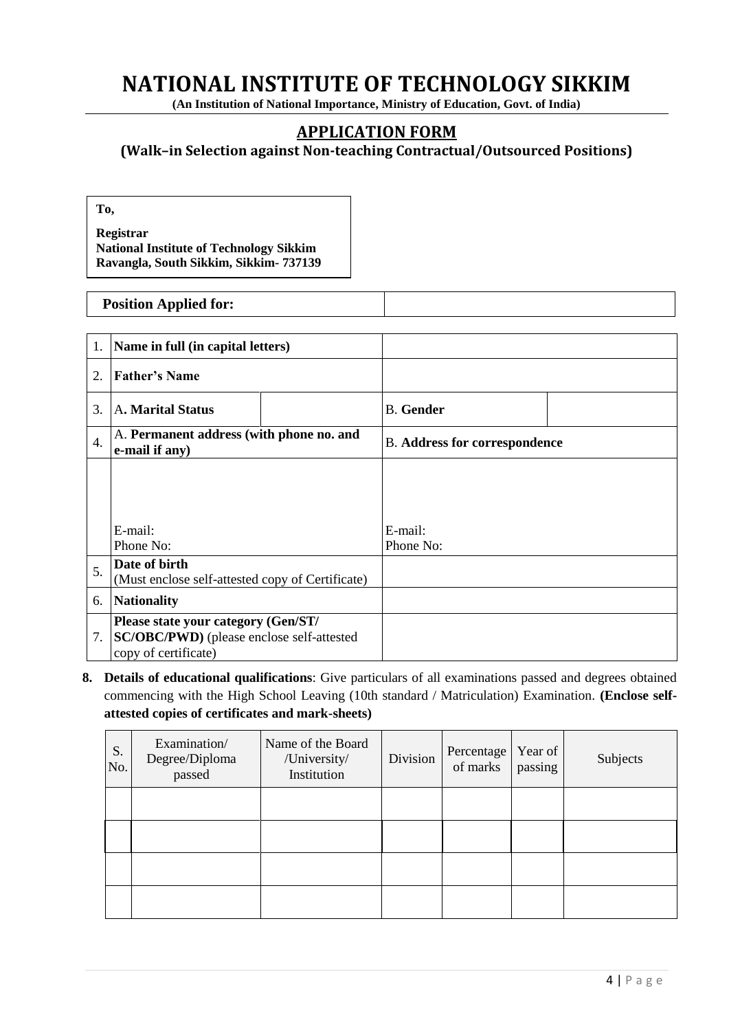# NATIONAL INSTITUTE OF TECHNOLOGY SIKKIM

**(An Institution of National Importance, Ministry of Education, Govt. of India)**

## APPLICATION FORM

### (Walk–in Selection against Non-teaching Contractual/Outsourced Positions)

**To,**

**Registrar**
**National Institute of Technology Sikkim**
**Ravangla, South Sikkim, Sikkim- 737139**

| **Position Applied for:** | |
|---|---|

| | | | | |
|---|---|---|---|---|
| 1. | **Name in full (in capital letters)** | | | |
| 2. | **Father's Name** | | | |
| 3. | A**. Marital Status** | | B. **Gender** | |
| 4. | A. **Permanent address (with phone no. and e-mail if any)** | | B. **Address for correspondence** | |
| | E-mail:<br>Phone No: | | E-mail:<br>Phone No: | |
| 5. | **Date of birth**<br>(Must enclose self-attested copy of Certificate) | | | |
| 6. | **Nationality** | | | |
| 7. | **Please state your category (Gen/ST/ SC/OBC/PWD)** (please enclose self-attested copy of certificate) | | | |

**8. Details of educational qualifications**: Give particulars of all examinations passed and degrees obtained commencing with the High School Leaving (10th standard / Matriculation) Examination. **(Enclose self-attested copies of certificates and mark-sheets)**

| S. No. | Examination/ Degree/Diploma passed | Name of the Board /University/ Institution | Division | Percentage of marks | Year of passing | Subjects |
|---|---|---|---|---|---|---|
| | | | | | | |
| | | | | | | |
| | | | | | | |
| | | | | | | |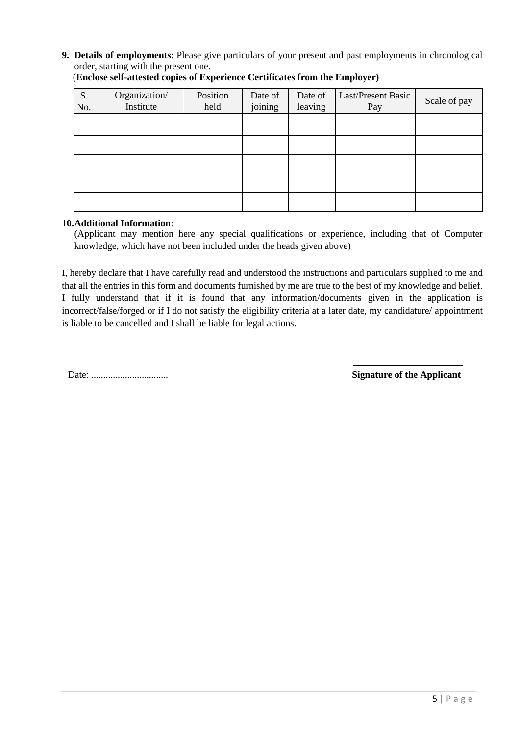**9. Details of employments**: Please give particulars of your present and past employments in chronological order, starting with the present one.

(**Enclose self-attested copies of Experience Certificates from the Employer)**

| S. No. | Organization/ Institute | Position held | Date of joining | Date of leaving | Last/Present Basic Pay | Scale of pay |
|---|---|---|---|---|---|---|
| | | | | | | |
| | | | | | | |
| | | | | | | |
| | | | | | | |
| | | | | | | |

**10. Additional Information**:

(Applicant may mention here any special qualifications or experience, including that of Computer knowledge, which have not been included under the heads given above)

I, hereby declare that I have carefully read and understood the instructions and particulars supplied to me and that all the entries in this form and documents furnished by me are true to the best of my knowledge and belief. I fully understand that if it is found that any information/documents given in the application is incorrect/false/forged or if I do not satisfy the eligibility criteria at a later date, my candidature/ appointment is liable to be cancelled and I shall be liable for legal actions.

Date: ................................

**Signature of the Applicant**